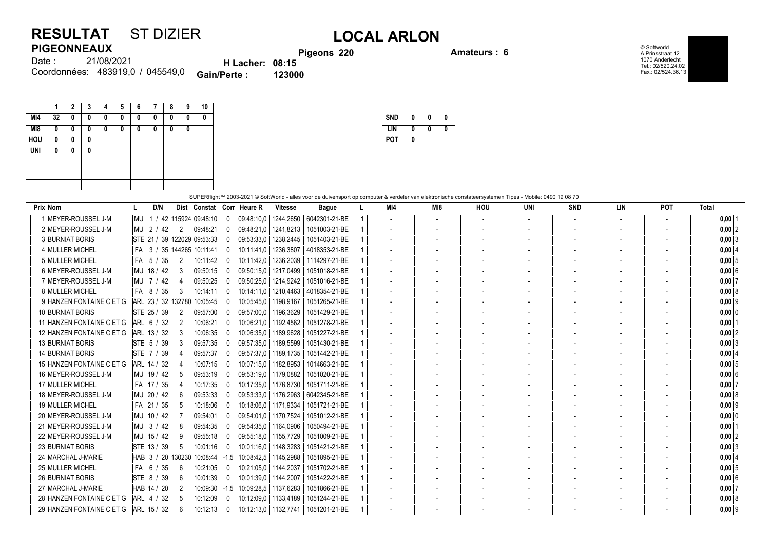# RESULTAT ST DIZIER

## LOCAL ARLON

**PIGEONNEAUX**

Date : 21/08/2021

Coordonnées: 483919,0 / 045549,0

**H Lacher: 08:15**

**Gain/Perte : 123000**

**Pigeons 220**

**Amateurs : 6**

© Softworld
A.Prinsstraat 12
1070 Anderlecht
Tel.: 02/520.24.02
Fax.: 02/524.36.13

| | 1 | 2 | 3 | 4 | 5 | 6 | 7 | 8 | 9 | 10 |
|---|---|---|---|---|---|---|---|---|---|---|
| MI4 | 32 | 0 | 0 | 0 | 0 | 0 | 0 | 0 | 0 | 0 |
| MI8 | 0 | 0 | 0 | 0 | 0 | 0 | 0 | 0 | 0 | |
| HOU | 0 | 0 | 0 | | | | | | | |
| UNI | 0 | 0 | 0 | | | | | | | |

| | | | |
|---|---|---|---|
| SND | 0 | 0 | 0 |
| LIN | 0 | 0 | 0 |
| POT | 0 | | |

SUPERflight™ 2003-2021 © SoftWorld - alles voor de duivensport op computer & verdeler van elektronische constateersystemen Tipes - Mobile: 0490 19 08 70

| Prix | Nom | L | D/N | Dist | Constat | Corr | Heure R | Vitesse | Bague | L | MI4 | MI8 | HOU | UNI | SND | LIN | POT | Total | |
|---|---|---|---|---|---|---|---|---|---|---|---|---|---|---|---|---|---|---|---|
| 1 | MEYER-ROUSSEL J-M | MU | 1 / 42 | 115924 | 09:48:10 | 0 | 09:48:10,0 | 1244,2650 | 6042301-21-BE | 1 | - | - | - | - | - | - | - | 0,00 | 1 |
| 2 | MEYER-ROUSSEL J-M | MU | 2 / 42 | 2 | 09:48:21 | 0 | 09:48:21,0 | 1241,8213 | 1051003-21-BE | 1 | - | - | - | - | - | - | - | 0,00 | 2 |
| 3 | BURNIAT BORIS | STE | 21 / 39 | 122029 | 09:53:33 | 0 | 09:53:33,0 | 1238,2445 | 1051403-21-BE | 1 | - | - | - | - | - | - | - | 0,00 | 3 |
| 4 | MULLER MICHEL | FA | 3 / 35 | 144265 | 10:11:41 | 0 | 10:11:41,0 | 1236,3807 | 4018353-21-BE | 1 | - | - | - | - | - | - | - | 0,00 | 4 |
| 5 | MULLER MICHEL | FA | 5 / 35 | 2 | 10:11:42 | 0 | 10:11:42,0 | 1236,2039 | 1114297-21-BE | 1 | - | - | - | - | - | - | - | 0,00 | 5 |
| 6 | MEYER-ROUSSEL J-M | MU | 18 / 42 | 3 | 09:50:15 | 0 | 09:50:15,0 | 1217,0499 | 1051018-21-BE | 1 | - | - | - | - | - | - | - | 0,00 | 6 |
| 7 | MEYER-ROUSSEL J-M | MU | 7 / 42 | 4 | 09:50:25 | 0 | 09:50:25,0 | 1214,9242 | 1051016-21-BE | 1 | - | - | - | - | - | - | - | 0,00 | 7 |
| 8 | MULLER MICHEL | FA | 8 / 35 | 3 | 10:14:11 | 0 | 10:14:11,0 | 1210,4463 | 4018354-21-BE | 1 | - | - | - | - | - | - | - | 0,00 | 8 |
| 9 | HANZEN FONTAINE C ET G | ARL | 23 / 32 | 132780 | 10:05:45 | 0 | 10:05:45,0 | 1198,9167 | 1051265-21-BE | 1 | - | - | - | - | - | - | - | 0,00 | 9 |
| 10 | BURNIAT BORIS | STE | 25 / 39 | 2 | 09:57:00 | 0 | 09:57:00,0 | 1196,3629 | 1051429-21-BE | 1 | - | - | - | - | - | - | - | 0,00 | 0 |
| 11 | HANZEN FONTAINE C ET G | ARL | 6 / 32 | 2 | 10:06:21 | 0 | 10:06:21,0 | 1192,4562 | 1051278-21-BE | 1 | - | - | - | - | - | - | - | 0,00 | 1 |
| 12 | HANZEN FONTAINE C ET G | ARL | 13 / 32 | 3 | 10:06:35 | 0 | 10:06:35,0 | 1189,9628 | 1051227-21-BE | 1 | - | - | - | - | - | - | - | 0,00 | 2 |
| 13 | BURNIAT BORIS | STE | 5 / 39 | 3 | 09:57:35 | 0 | 09:57:35,0 | 1189,5599 | 1051430-21-BE | 1 | - | - | - | - | - | - | - | 0,00 | 3 |
| 14 | BURNIAT BORIS | STE | 7 / 39 | 4 | 09:57:37 | 0 | 09:57:37,0 | 1189,1735 | 1051442-21-BE | 1 | - | - | - | - | - | - | - | 0,00 | 4 |
| 15 | HANZEN FONTAINE C ET G | ARL | 14 / 32 | 4 | 10:07:15 | 0 | 10:07:15,0 | 1182,8953 | 1014663-21-BE | 1 | - | - | - | - | - | - | - | 0,00 | 5 |
| 16 | MEYER-ROUSSEL J-M | MU | 19 / 42 | 5 | 09:53:19 | 0 | 09:53:19,0 | 1179,0882 | 1051020-21-BE | 1 | - | - | - | - | - | - | - | 0,00 | 6 |
| 17 | MULLER MICHEL | FA | 17 / 35 | 4 | 10:17:35 | 0 | 10:17:35,0 | 1176,8730 | 1051711-21-BE | 1 | - | - | - | - | - | - | - | 0,00 | 7 |
| 18 | MEYER-ROUSSEL J-M | MU | 20 / 42 | 6 | 09:53:33 | 0 | 09:53:33,0 | 1176,2963 | 6042345-21-BE | 1 | - | - | - | - | - | - | - | 0,00 | 8 |
| 19 | MULLER MICHEL | FA | 21 / 35 | 5 | 10:18:06 | 0 | 10:18:06,0 | 1171,9334 | 1051721-21-BE | 1 | - | - | - | - | - | - | - | 0,00 | 9 |
| 20 | MEYER-ROUSSEL J-M | MU | 10 / 42 | 7 | 09:54:01 | 0 | 09:54:01,0 | 1170,7524 | 1051012-21-BE | 1 | - | - | - | - | - | - | - | 0,00 | 0 |
| 21 | MEYER-ROUSSEL J-M | MU | 3 / 42 | 8 | 09:54:35 | 0 | 09:54:35,0 | 1164,0906 | 1050494-21-BE | 1 | - | - | - | - | - | - | - | 0,00 | 1 |
| 22 | MEYER-ROUSSEL J-M | MU | 15 / 42 | 9 | 09:55:18 | 0 | 09:55:18,0 | 1155,7729 | 1051009-21-BE | 1 | - | - | - | - | - | - | - | 0,00 | 2 |
| 23 | BURNIAT BORIS | STE | 13 / 39 | 5 | 10:01:16 | 0 | 10:01:16,0 | 1148,3283 | 1051421-21-BE | 1 | - | - | - | - | - | - | - | 0,00 | 3 |
| 24 | MARCHAL J-MARIE | HAB | 3 / 20 | 130230 | 10:08:44 | -1,5 | 10:08:42,5 | 1145,2988 | 1051895-21-BE | 1 | - | - | - | - | - | - | - | 0,00 | 4 |
| 25 | MULLER MICHEL | FA | 6 / 35 | 6 | 10:21:05 | 0 | 10:21:05,0 | 1144,2037 | 1051702-21-BE | 1 | - | - | - | - | - | - | - | 0,00 | 5 |
| 26 | BURNIAT BORIS | STE | 8 / 39 | 6 | 10:01:39 | 0 | 10:01:39,0 | 1144,2007 | 1051422-21-BE | 1 | - | - | - | - | - | - | - | 0,00 | 6 |
| 27 | MARCHAL J-MARIE | HAB | 14 / 20 | 2 | 10:09:30 | -1,5 | 10:09:28,5 | 1137,6283 | 1051866-21-BE | 1 | - | - | - | - | - | - | - | 0,00 | 7 |
| 28 | HANZEN FONTAINE C ET G | ARL | 4 / 32 | 5 | 10:12:09 | 0 | 10:12:09,0 | 1133,4189 | 1051244-21-BE | 1 | - | - | - | - | - | - | - | 0,00 | 8 |
| 29 | HANZEN FONTAINE C ET G | ARL | 15 / 32 | 6 | 10:12:13 | 0 | 10:12:13,0 | 1132,7741 | 1051201-21-BE | 1 | - | - | - | - | - | - | - | 0,00 | 9 |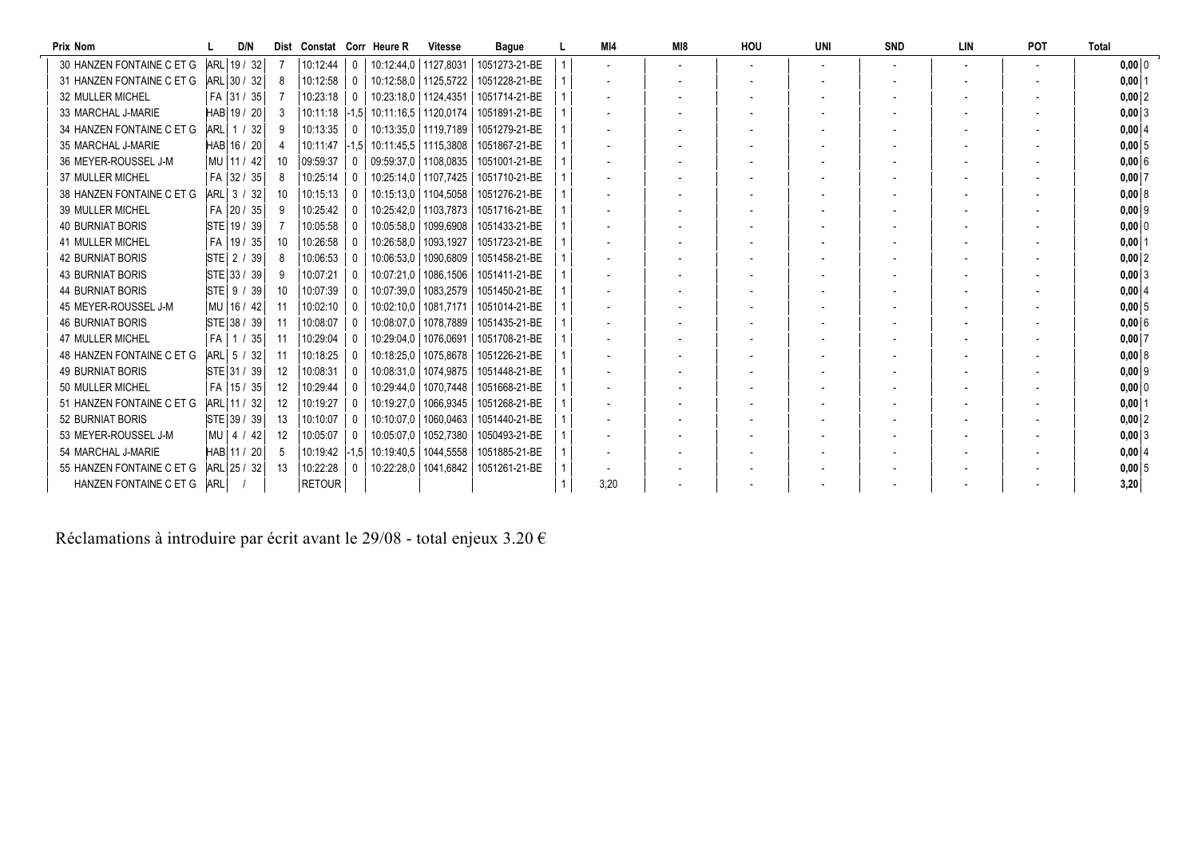| Prix | Nom | L | D/N | Dist | Constat | Corr | Heure R | Vitesse | Bague | L | MI4 | MI8 | HOU | UNI | SND | LIN | POT | Total | |
|---|---|---|---|---|---|---|---|---|---|---|---|---|---|---|---|---|---|---|---|
| 30 | HANZEN FONTAINE C ET G | ARL | 19 / 32 | 7 | 10:12:44 | 0 | 10:12:44,0 | 1127,8031 | 1051273-21-BE | 1 | - | - | - | - | - | - | - | 0,00 | 0 |
| 31 | HANZEN FONTAINE C ET G | ARL | 30 / 32 | 8 | 10:12:58 | 0 | 10:12:58,0 | 1125,5722 | 1051228-21-BE | 1 | - | - | - | - | - | - | - | 0,00 | 1 |
| 32 | MULLER MICHEL | FA | 31 / 35 | 7 | 10:23:18 | 0 | 10:23:18,0 | 1124,4351 | 1051714-21-BE | 1 | - | - | - | - | - | - | - | 0,00 | 2 |
| 33 | MARCHAL J-MARIE | HAB | 19 / 20 | 3 | 10:11:18 | -1,5 | 10:11:16,5 | 1120,0174 | 1051891-21-BE | 1 | - | - | - | - | - | - | - | 0,00 | 3 |
| 34 | HANZEN FONTAINE C ET G | ARL | 1 / 32 | 9 | 10:13:35 | 0 | 10:13:35,0 | 1119,7189 | 1051279-21-BE | 1 | - | - | - | - | - | - | - | 0,00 | 4 |
| 35 | MARCHAL J-MARIE | HAB | 16 / 20 | 4 | 10:11:47 | -1,5 | 10:11:45,5 | 1115,3808 | 1051867-21-BE | 1 | - | - | - | - | - | - | - | 0,00 | 5 |
| 36 | MEYER-ROUSSEL J-M | MU | 11 / 42 | 10 | 09:59:37 | 0 | 09:59:37,0 | 1108,0835 | 1051001-21-BE | 1 | - | - | - | - | - | - | - | 0,00 | 6 |
| 37 | MULLER MICHEL | FA | 32 / 35 | 8 | 10:25:14 | 0 | 10:25:14,0 | 1107,7425 | 1051710-21-BE | 1 | - | - | - | - | - | - | - | 0,00 | 7 |
| 38 | HANZEN FONTAINE C ET G | ARL | 3 / 32 | 10 | 10:15:13 | 0 | 10:15:13,0 | 1104,5058 | 1051276-21-BE | 1 | - | - | - | - | - | - | - | 0,00 | 8 |
| 39 | MULLER MICHEL | FA | 20 / 35 | 9 | 10:25:42 | 0 | 10:25:42,0 | 1103,7873 | 1051716-21-BE | 1 | - | - | - | - | - | - | - | 0,00 | 9 |
| 40 | BURNIAT BORIS | STE | 19 / 39 | 7 | 10:05:58 | 0 | 10:05:58,0 | 1099,6908 | 1051433-21-BE | 1 | - | - | - | - | - | - | - | 0,00 | 0 |
| 41 | MULLER MICHEL | FA | 19 / 35 | 10 | 10:26:58 | 0 | 10:26:58,0 | 1093,1927 | 1051723-21-BE | 1 | - | - | - | - | - | - | - | 0,00 | 1 |
| 42 | BURNIAT BORIS | STE | 2 / 39 | 8 | 10:06:53 | 0 | 10:06:53,0 | 1090,6809 | 1051458-21-BE | 1 | - | - | - | - | - | - | - | 0,00 | 2 |
| 43 | BURNIAT BORIS | STE | 33 / 39 | 9 | 10:07:21 | 0 | 10:07:21,0 | 1086,1506 | 1051411-21-BE | 1 | - | - | - | - | - | - | - | 0,00 | 3 |
| 44 | BURNIAT BORIS | STE | 9 / 39 | 10 | 10:07:39 | 0 | 10:07:39,0 | 1083,2579 | 1051450-21-BE | 1 | - | - | - | - | - | - | - | 0,00 | 4 |
| 45 | MEYER-ROUSSEL J-M | MU | 16 / 42 | 11 | 10:02:10 | 0 | 10:02:10,0 | 1081,7171 | 1051014-21-BE | 1 | - | - | - | - | - | - | - | 0,00 | 5 |
| 46 | BURNIAT BORIS | STE | 38 / 39 | 11 | 10:08:07 | 0 | 10:08:07,0 | 1078,7889 | 1051435-21-BE | 1 | - | - | - | - | - | - | - | 0,00 | 6 |
| 47 | MULLER MICHEL | FA | 1 / 35 | 11 | 10:29:04 | 0 | 10:29:04,0 | 1076,0691 | 1051708-21-BE | 1 | - | - | - | - | - | - | - | 0,00 | 7 |
| 48 | HANZEN FONTAINE C ET G | ARL | 5 / 32 | 11 | 10:18:25 | 0 | 10:18:25,0 | 1075,8678 | 1051226-21-BE | 1 | - | - | - | - | - | - | - | 0,00 | 8 |
| 49 | BURNIAT BORIS | STE | 31 / 39 | 12 | 10:08:31 | 0 | 10:08:31,0 | 1074,9875 | 1051448-21-BE | 1 | - | - | - | - | - | - | - | 0,00 | 9 |
| 50 | MULLER MICHEL | FA | 15 / 35 | 12 | 10:29:44 | 0 | 10:29:44,0 | 1070,7448 | 1051668-21-BE | 1 | - | - | - | - | - | - | - | 0,00 | 0 |
| 51 | HANZEN FONTAINE C ET G | ARL | 11 / 32 | 12 | 10:19:27 | 0 | 10:19:27,0 | 1066,9345 | 1051268-21-BE | 1 | - | - | - | - | - | - | - | 0,00 | 1 |
| 52 | BURNIAT BORIS | STE | 39 / 39 | 13 | 10:10:07 | 0 | 10:10:07,0 | 1060,0463 | 1051440-21-BE | 1 | - | - | - | - | - | - | - | 0,00 | 2 |
| 53 | MEYER-ROUSSEL J-M | MU | 4 / 42 | 12 | 10:05:07 | 0 | 10:05:07,0 | 1052,7380 | 1050493-21-BE | 1 | - | - | - | - | - | - | - | 0,00 | 3 |
| 54 | MARCHAL J-MARIE | HAB | 11 / 20 | 5 | 10:19:42 | -1,5 | 10:19:40,5 | 1044,5558 | 1051885-21-BE | 1 | - | - | - | - | - | - | - | 0,00 | 4 |
| 55 | HANZEN FONTAINE C ET G | ARL | 25 / 32 | 13 | 10:22:28 | 0 | 10:22:28,0 | 1041,6842 | 1051261-21-BE | 1 | - | - | - | - | - | - | - | 0,00 | 5 |
| | HANZEN FONTAINE C ET G | ARL | / | | RETOUR | | | | | 1 | 3,20 | - | - | - | - | - | - | 3,20 | |

Réclamations à introduire par écrit avant le 29/08 - total enjeux 3.20 €